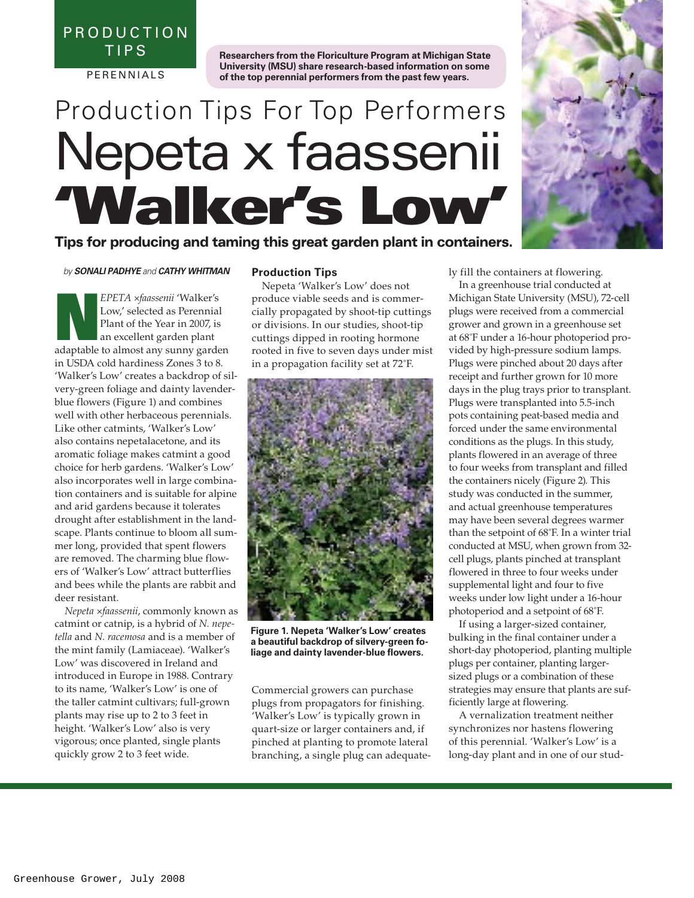PRODUCTION TIPS

PERENNIALS

**Researchers from the Floriculture Program at Michigan State University (MSU) share research-based information on some of the top perennial performers from the past few years.**

# Production Tips For Top Performers Nepeta x faassenii 'Walker's Low'

**Tips for producing and taming this great garden plant in containers.**

*by* ***SONALI PADHYE*** *and* ***CATHY WHITMAN***

*NEPETA ×faassenii* 'Walker's Low,' selected as Perennial Plant of the Year in 2007, is an excellent garden plant adaptable to almost any sunny garden in USDA cold hardiness Zones 3 to 8. 'Walker's Low' creates a backdrop of silvery-green foliage and dainty lavender-blue flowers (Figure 1) and combines well with other herbaceous perennials. Like other catmints, 'Walker's Low' also contains nepetalacetone, and its aromatic foliage makes catmint a good choice for herb gardens. 'Walker's Low' also incorporates well in large combination containers and is suitable for alpine and arid gardens because it tolerates drought after establishment in the landscape. Plants continue to bloom all summer long, provided that spent flowers are removed. The charming blue flowers of 'Walker's Low' attract butterflies and bees while the plants are rabbit and deer resistant.

*Nepeta ×faassenii*, commonly known as catmint or catnip, is a hybrid of *N. nepetella* and *N. racemosa* and is a member of the mint family (Lamiaceae). 'Walker's Low' was discovered in Ireland and introduced in Europe in 1988. Contrary to its name, 'Walker's Low' is one of the taller catmint cultivars; full-grown plants may rise up to 2 to 3 feet in height. 'Walker's Low' also is very vigorous; once planted, single plants quickly grow 2 to 3 feet wide.

## Production Tips

Nepeta 'Walker's Low' does not produce viable seeds and is commercially propagated by shoot-tip cuttings or divisions. In our studies, shoot-tip cuttings dipped in rooting hormone rooted in five to seven days under mist in a propagation facility set at 72°F.

**Figure 1. Nepeta 'Walker's Low' creates a beautiful backdrop of silvery-green foliage and dainty lavender-blue flowers.**

Commercial growers can purchase plugs from propagators for finishing. 'Walker's Low' is typically grown in quart-size or larger containers and, if pinched at planting to promote lateral branching, a single plug can adequately fill the containers at flowering.

In a greenhouse trial conducted at Michigan State University (MSU), 72-cell plugs were received from a commercial grower and grown in a greenhouse set at 68°F under a 16-hour photoperiod provided by high-pressure sodium lamps. Plugs were pinched about 20 days after receipt and further grown for 10 more days in the plug trays prior to transplant. Plugs were transplanted into 5.5-inch pots containing peat-based media and forced under the same environmental conditions as the plugs. In this study, plants flowered in an average of three to four weeks from transplant and filled the containers nicely (Figure 2). This study was conducted in the summer, and actual greenhouse temperatures may have been several degrees warmer than the setpoint of 68°F. In a winter trial conducted at MSU, when grown from 32-cell plugs, plants pinched at transplant flowered in three to four weeks under supplemental light and four to five weeks under low light under a 16-hour photoperiod and a setpoint of 68°F.

If using a larger-sized container, bulking in the final container under a short-day photoperiod, planting multiple plugs per container, planting larger-sized plugs or a combination of these strategies may ensure that plants are sufficiently large at flowering.

A vernalization treatment neither synchronizes nor hastens flowering of this perennial. 'Walker's Low' is a long-day plant and in one of our stud-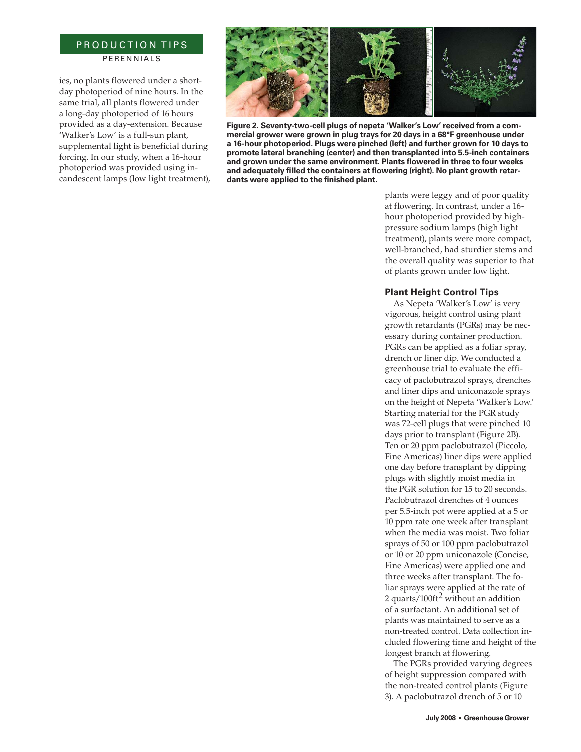ies, no plants flowered under a short-day photoperiod of nine hours. In the same trial, all plants flowered under a long-day photoperiod of 16 hours provided as a day-extension. Because 'Walker's Low' is a full-sun plant, supplemental light is beneficial during forcing. In our study, when a 16-hour photoperiod was provided using incandescent lamps (low light treatment), plants were leggy and of poor quality at flowering. In contrast, under a 16-hour photoperiod provided by high-pressure sodium lamps (high light treatment), plants were more compact, well-branched, had sturdier stems and the overall quality was superior to that of plants grown under low light.

**Figure 2. Seventy-two-cell plugs of nepeta 'Walker's Low' received from a commercial grower were grown in plug trays for 20 days in a 68°F greenhouse under a 16-hour photoperiod. Plugs were pinched (left) and further grown for 10 days to promote lateral branching (center) and then transplanted into 5.5-inch containers and grown under the same environment. Plants flowered in three to four weeks and adequately filled the containers at flowering (right). No plant growth retardants were applied to the finished plant.**

### Plant Height Control Tips

As Nepeta 'Walker's Low' is very vigorous, height control using plant growth retardants (PGRs) may be necessary during container production. PGRs can be applied as a foliar spray, drench or liner dip. We conducted a greenhouse trial to evaluate the efficacy of paclobutrazol sprays, drenches and liner dips and uniconazole sprays on the height of Nepeta 'Walker's Low.' Starting material for the PGR study was 72-cell plugs that were pinched 10 days prior to transplant (Figure 2B). Ten or 20 ppm paclobutrazol (Piccolo, Fine Americas) liner dips were applied one day before transplant by dipping plugs with slightly moist media in the PGR solution for 15 to 20 seconds. Paclobutrazol drenches of 4 ounces per 5.5-inch pot were applied at a 5 or 10 ppm rate one week after transplant when the media was moist. Two foliar sprays of 50 or 100 ppm paclobutrazol or 10 or 20 ppm uniconazole (Concise, Fine Americas) were applied one and three weeks after transplant. The foliar sprays were applied at the rate of 2 quarts/100ft$^2$ without an addition of a surfactant. An additional set of plants was maintained to serve as a non-treated control. Data collection included flowering time and height of the longest branch at flowering.

The PGRs provided varying degrees of height suppression compared with the non-treated control plants (Figure 3). A paclobutrazol drench of 5 or 10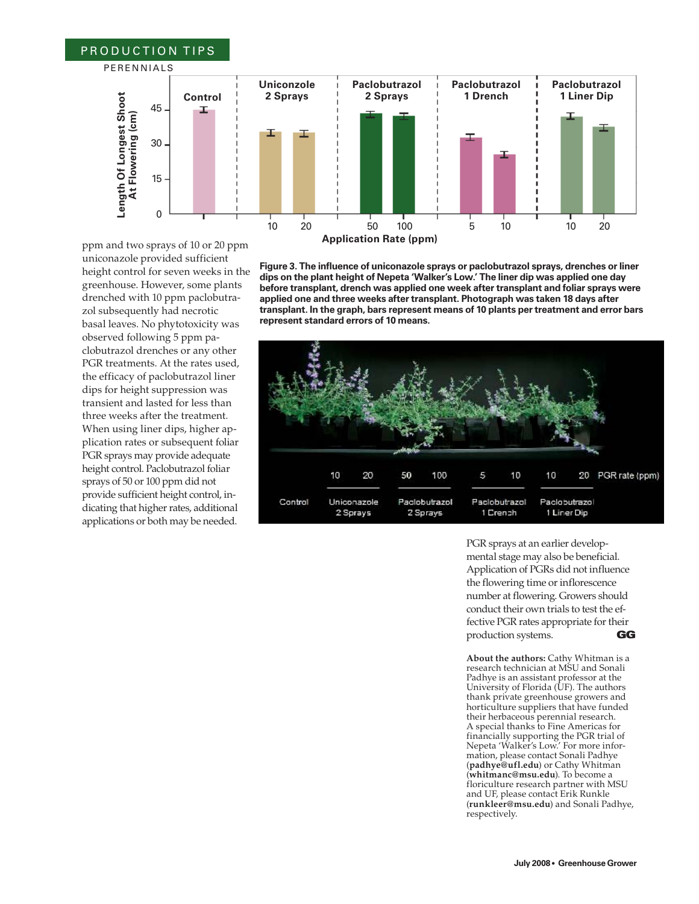Length Of Longest Shoot At Flowering (cm)

0
15
30
45

Control

Uniconazole 2 Sprays
10
20

Paclobutrazol 2 Sprays
50
100

Paclobutrazol 1 Drench
5
10

Paclobutrazol 1 Liner Dip
10
20

Application Rate (ppm)

ppm and two sprays of 10 or 20 ppm uniconazole provided sufficient height control for seven weeks in the greenhouse. However, some plants drenched with 10 ppm paclobutrazol subsequently had necrotic basal leaves. No phytotoxicity was observed following 5 ppm paclobutrazol drenches or any other PGR treatments. At the rates used, the efficacy of paclobutrazol liner dips for height suppression was transient and lasted for less than three weeks after the treatment. When using liner dips, higher application rates or subsequent foliar PGR sprays may provide adequate height control. Paclobutrazol foliar sprays of 50 or 100 ppm did not provide sufficient height control, indicating that higher rates, additional applications or both may be needed.

**Figure 3. The influence of uniconazole sprays or paclobutrazol sprays, drenches or liner dips on the plant height of Nepeta 'Walker's Low.' The liner dip was applied one day before transplant, drench was applied one week after transplant and foliar sprays were applied one and three weeks after transplant. Photograph was taken 18 days after transplant. In the graph, bars represent means of 10 plants per treatment and error bars represent standard errors of 10 means.**

Control
Uniconazole 2 Sprays: 10, 20
Paclobutrazol 2 Sprays: 50, 100
Paclobutrazol 1 Drench: 5, 10
Paclobutrazol 1 Liner Dip: 10, 20
PGR rate (ppm)

PGR sprays at an earlier developmental stage may also be beneficial. Application of PGRs did not influence the flowering time or inflorescence number at flowering. Growers should conduct their own trials to test the effective PGR rates appropriate for their production systems. **GG**

**About the authors:** Cathy Whitman is a research technician at MSU and Sonali Padhye is an assistant professor at the University of Florida (UF). The authors thank private greenhouse growers and horticulture suppliers that have funded their herbaceous perennial research. A special thanks to Fine Americas for financially supporting the PGR trial of Nepeta 'Walker's Low.' For more information, please contact Sonali Padhye (**padhye@ufl.edu**) or Cathy Whitman (**whitmanc@msu.edu**). To become a floriculture research partner with MSU and UF, please contact Erik Runkle (**runkleer@msu.edu**) and Sonali Padhye, respectively.